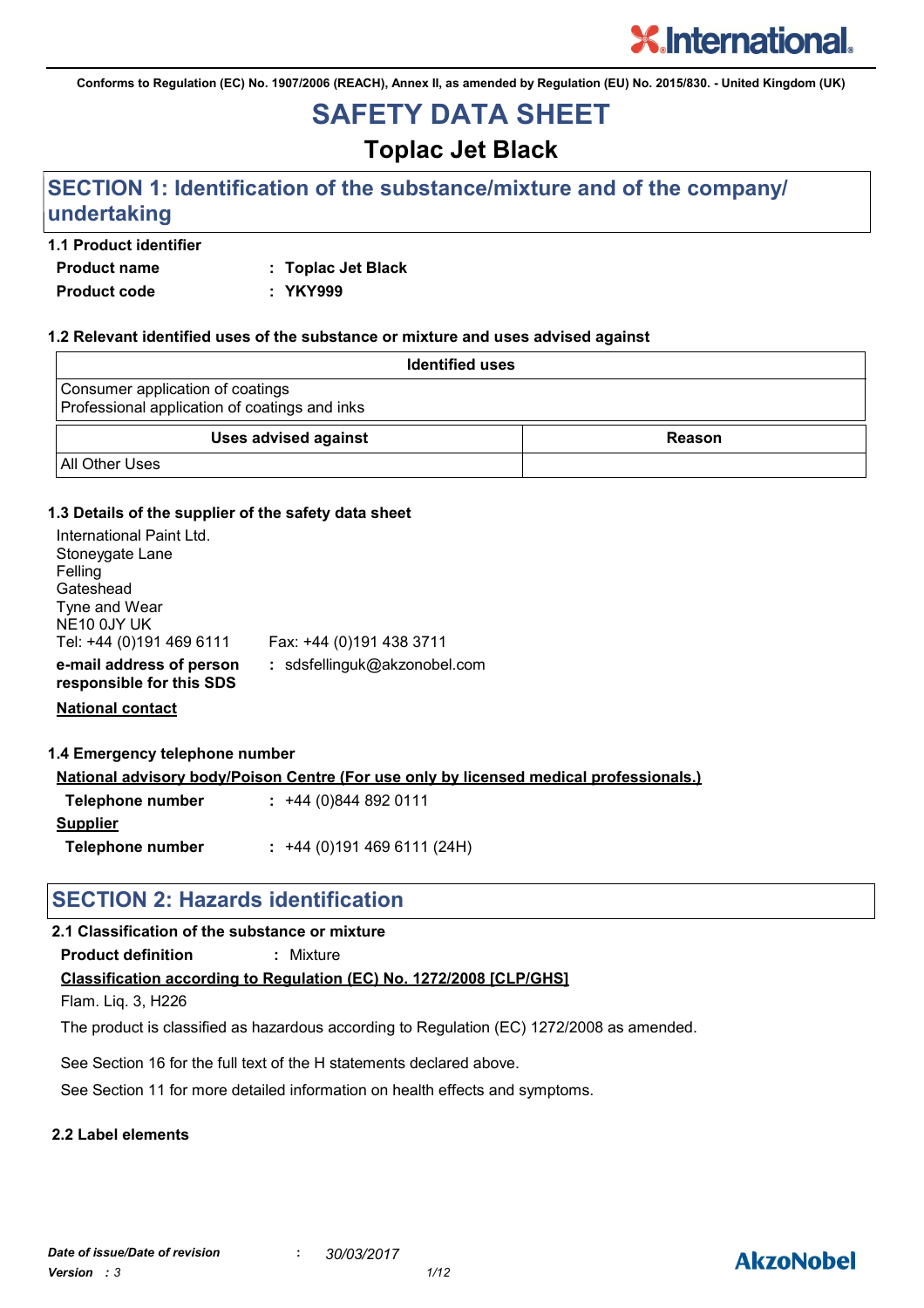Conforms to Regulation (EC) No. 1907/2006 (REACH), Annex II, as amended by Regulation (EU) No. 2015/830. - United Kingdom (UK)

# SAFETY DATA SHEET

## Toplac Jet Black

## SECTION 1: Identification of the substance/mixture and of the company/undertaking

### 1.1 Product identifier

**Product name** : **Toplac Jet Black**

**Product code** : **YKY999**

### 1.2 Relevant identified uses of the substance or mixture and uses advised against

| Identified uses |
|---|
| Consumer application of coatings<br>Professional application of coatings and inks |

| Uses advised against | Reason |
|---|---|
| All Other Uses | |

### 1.3 Details of the supplier of the safety data sheet

International Paint Ltd.
Stoneygate Lane
Felling
Gateshead
Tyne and Wear
NE10 0JY UK
Tel: +44 (0)191 469 6111 Fax: +44 (0)191 438 3711

**e-mail address of person responsible for this SDS** : sdsfellinguk@akzonobel.com

**National contact**

### 1.4 Emergency telephone number

**National advisory body/Poison Centre (For use only by licensed medical professionals.)**

**Telephone number** : +44 (0)844 892 0111

**Supplier**

**Telephone number** : +44 (0)191 469 6111 (24H)

## SECTION 2: Hazards identification

### 2.1 Classification of the substance or mixture

**Product definition** : Mixture

**Classification according to Regulation (EC) No. 1272/2008 [CLP/GHS]**

Flam. Liq. 3, H226

The product is classified as hazardous according to Regulation (EC) 1272/2008 as amended.

See Section 16 for the full text of the H statements declared above.

See Section 11 for more detailed information on health effects and symptoms.

### 2.2 Label elements

*Date of issue/Date of revision* : *30/03/2017*

*Version* : *3*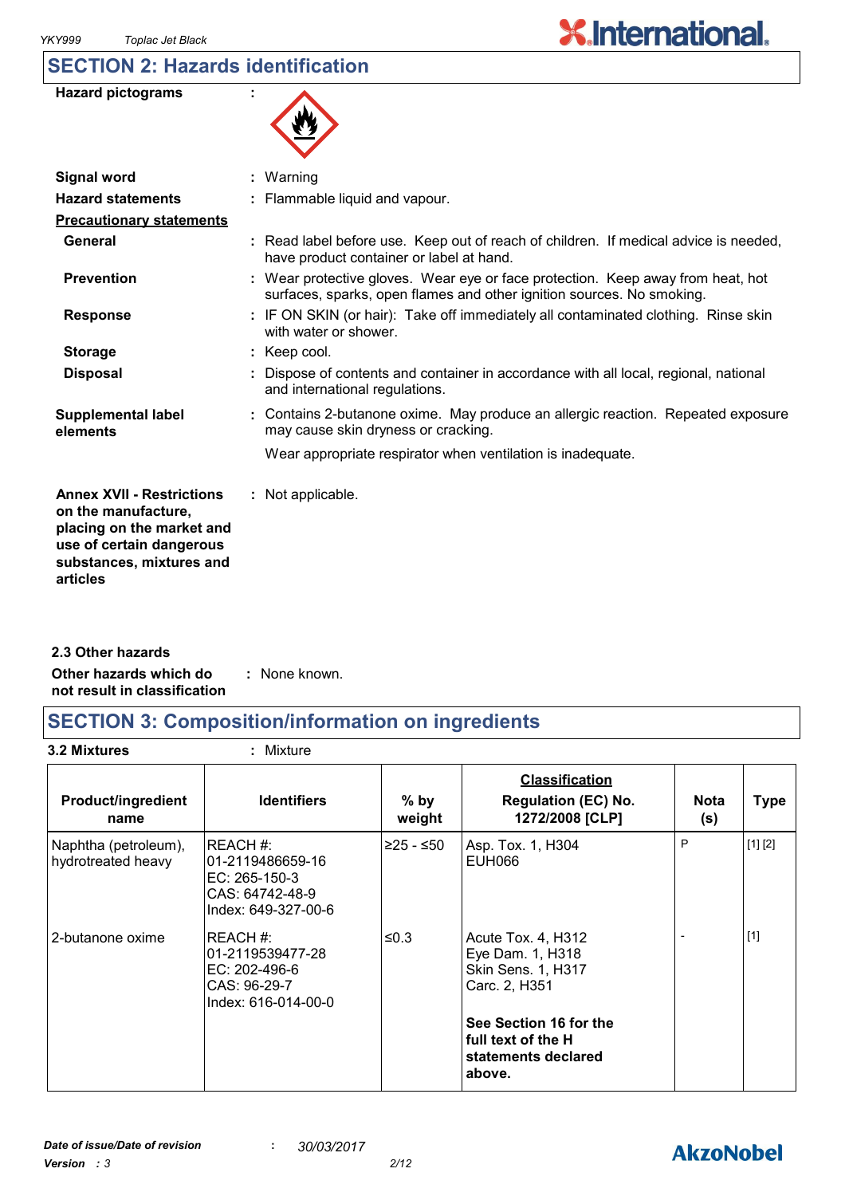## SECTION 2: Hazards identification

**Hazard pictograms** :

**Signal word** : Warning

**Hazard statements** : Flammable liquid and vapour.

**Precautionary statements**

**General** : Read label before use. Keep out of reach of children. If medical advice is needed, have product container or label at hand.

**Prevention** : Wear protective gloves. Wear eye or face protection. Keep away from heat, hot surfaces, sparks, open flames and other ignition sources. No smoking.

**Response** : IF ON SKIN (or hair): Take off immediately all contaminated clothing. Rinse skin with water or shower.

**Storage** : Keep cool.

**Disposal** : Dispose of contents and container in accordance with all local, regional, national and international regulations.

**Supplemental label elements** : Contains 2-butanone oxime. May produce an allergic reaction. Repeated exposure may cause skin dryness or cracking.

Wear appropriate respirator when ventilation is inadequate.

**Annex XVII - Restrictions on the manufacture, placing on the market and use of certain dangerous substances, mixtures and articles** : Not applicable.

**2.3 Other hazards**

**Other hazards which do not result in classification** : None known.

## SECTION 3: Composition/information on ingredients

**3.2 Mixtures** : Mixture

| Product/ingredient name | Identifiers | % by weight | Classification Regulation (EC) No. 1272/2008 [CLP] | Nota (s) | Type |
|---|---|---|---|---|---|
| Naphtha (petroleum), hydrotreated heavy | REACH #: 01-2119486659-16<br>EC: 265-150-3<br>CAS: 64742-48-9<br>Index: 649-327-00-6 | ≥25 - ≤50 | Asp. Tox. 1, H304<br>EUH066 | P | [1] [2] |
| 2-butanone oxime | REACH #: 01-2119539477-28<br>EC: 202-496-6<br>CAS: 96-29-7<br>Index: 616-014-00-0 | ≤0.3 | Acute Tox. 4, H312<br>Eye Dam. 1, H318<br>Skin Sens. 1, H317<br>Carc. 2, H351<br><br>**See Section 16 for the full text of the H statements declared above.** | - | [1] |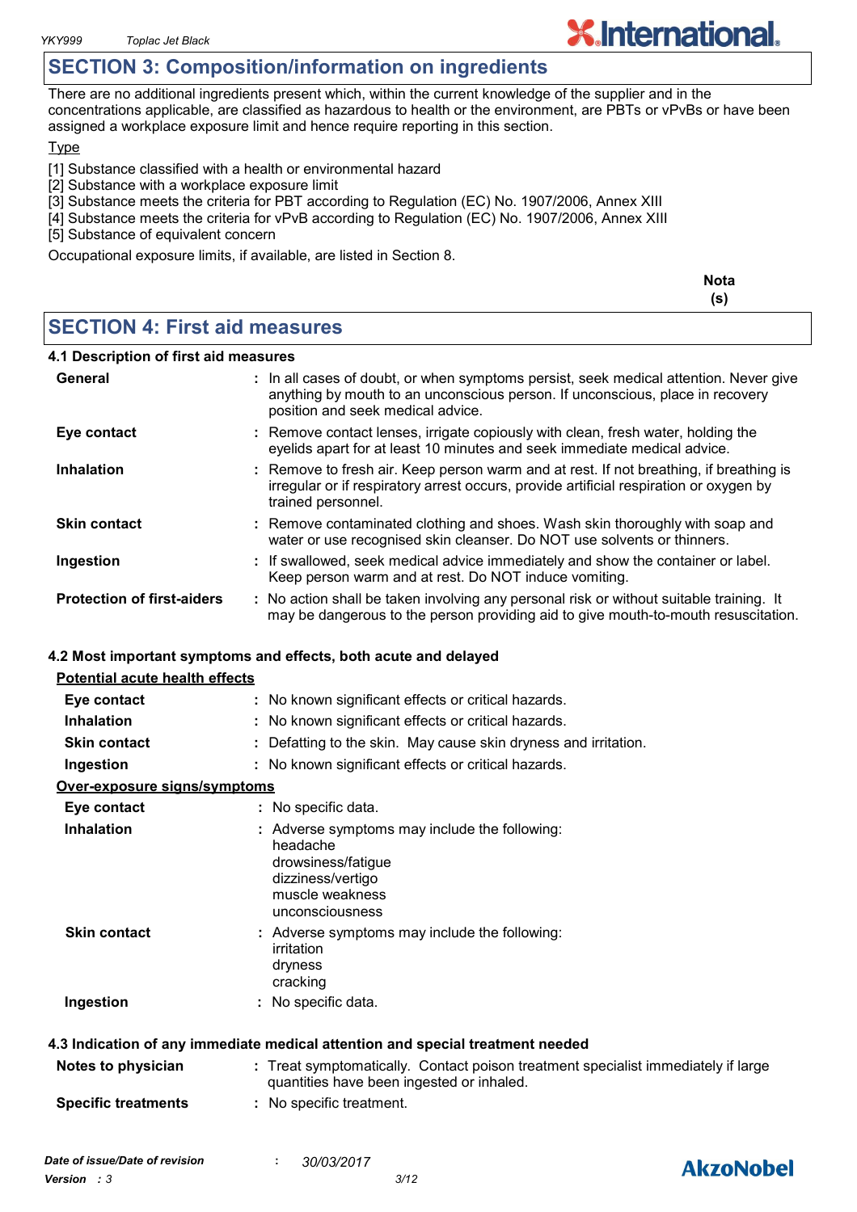## SECTION 3: Composition/information on ingredients

There are no additional ingredients present which, within the current knowledge of the supplier and in the concentrations applicable, are classified as hazardous to health or the environment, are PBTs or vPvBs or have been assigned a workplace exposure limit and hence require reporting in this section.

Type

[1] Substance classified with a health or environmental hazard
[2] Substance with a workplace exposure limit
[3] Substance meets the criteria for PBT according to Regulation (EC) No. 1907/2006, Annex XIII
[4] Substance meets the criteria for vPvB according to Regulation (EC) No. 1907/2006, Annex XIII
[5] Substance of equivalent concern

Occupational exposure limits, if available, are listed in Section 8.

**Nota (s)**

## SECTION 4: First aid measures

### 4.1 Description of first aid measures

| | |
|---|---|
| **General** | : In all cases of doubt, or when symptoms persist, seek medical attention. Never give anything by mouth to an unconscious person. If unconscious, place in recovery position and seek medical advice. |
| **Eye contact** | : Remove contact lenses, irrigate copiously with clean, fresh water, holding the eyelids apart for at least 10 minutes and seek immediate medical advice. |
| **Inhalation** | : Remove to fresh air. Keep person warm and at rest. If not breathing, if breathing is irregular or if respiratory arrest occurs, provide artificial respiration or oxygen by trained personnel. |
| **Skin contact** | : Remove contaminated clothing and shoes. Wash skin thoroughly with soap and water or use recognised skin cleanser. Do NOT use solvents or thinners. |
| **Ingestion** | : If swallowed, seek medical advice immediately and show the container or label. Keep person warm and at rest. Do NOT induce vomiting. |
| **Protection of first-aiders** | : No action shall be taken involving any personal risk or without suitable training. It may be dangerous to the person providing aid to give mouth-to-mouth resuscitation. |

### 4.2 Most important symptoms and effects, both acute and delayed

**Potential acute health effects**

| | |
|---|---|
| **Eye contact** | : No known significant effects or critical hazards. |
| **Inhalation** | : No known significant effects or critical hazards. |
| **Skin contact** | : Defatting to the skin. May cause skin dryness and irritation. |
| **Ingestion** | : No known significant effects or critical hazards. |

**Over-exposure signs/symptoms**

| | |
|---|---|
| **Eye contact** | : No specific data. |
| **Inhalation** | : Adverse symptoms may include the following: headache drowsiness/fatigue dizziness/vertigo muscle weakness unconsciousness |
| **Skin contact** | : Adverse symptoms may include the following: irritation dryness cracking |
| **Ingestion** | : No specific data. |

### 4.3 Indication of any immediate medical attention and special treatment needed

| | |
|---|---|
| **Notes to physician** | : Treat symptomatically. Contact poison treatment specialist immediately if large quantities have been ingested or inhaled. |
| **Specific treatments** | : No specific treatment. |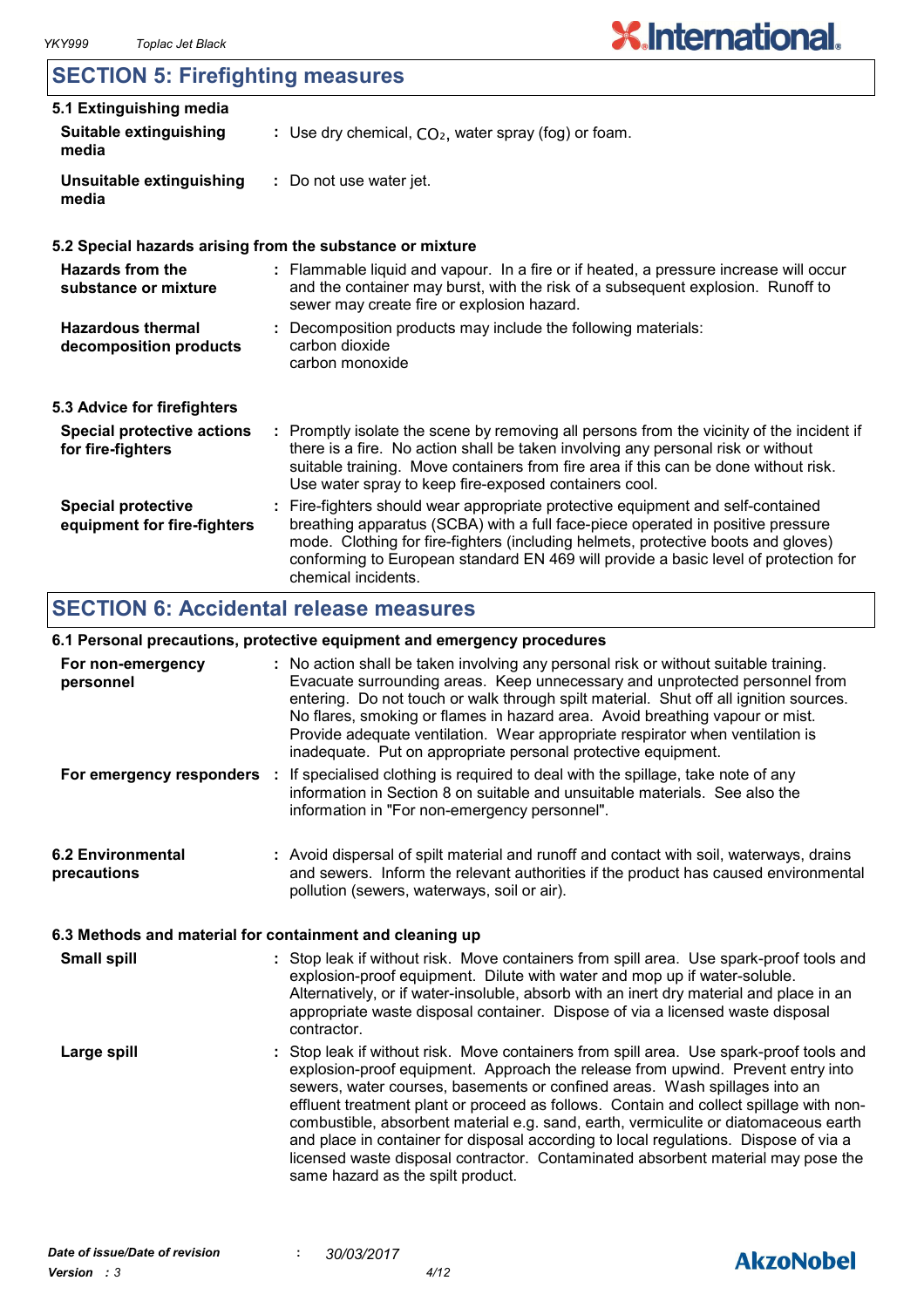## SECTION 5: Firefighting measures

### 5.1 Extinguishing media

| | |
|---|---|
| **Suitable extinguishing media** | : Use dry chemical, $CO_2$, water spray (fog) or foam. |
| **Unsuitable extinguishing media** | : Do not use water jet. |

### 5.2 Special hazards arising from the substance or mixture

| | |
|---|---|
| **Hazards from the substance or mixture** | : Flammable liquid and vapour. In a fire or if heated, a pressure increase will occur and the container may burst, with the risk of a subsequent explosion. Runoff to sewer may create fire or explosion hazard. |
| **Hazardous thermal decomposition products** | : Decomposition products may include the following materials: carbon dioxide carbon monoxide |

### 5.3 Advice for firefighters

| | |
|---|---|
| **Special protective actions for fire-fighters** | : Promptly isolate the scene by removing all persons from the vicinity of the incident if there is a fire. No action shall be taken involving any personal risk or without suitable training. Move containers from fire area if this can be done without risk. Use water spray to keep fire-exposed containers cool. |
| **Special protective equipment for fire-fighters** | : Fire-fighters should wear appropriate protective equipment and self-contained breathing apparatus (SCBA) with a full face-piece operated in positive pressure mode. Clothing for fire-fighters (including helmets, protective boots and gloves) conforming to European standard EN 469 will provide a basic level of protection for chemical incidents. |

## SECTION 6: Accidental release measures

### 6.1 Personal precautions, protective equipment and emergency procedures

| | |
|---|---|
| **For non-emergency personnel** | : No action shall be taken involving any personal risk or without suitable training. Evacuate surrounding areas. Keep unnecessary and unprotected personnel from entering. Do not touch or walk through spilt material. Shut off all ignition sources. No flares, smoking or flames in hazard area. Avoid breathing vapour or mist. Provide adequate ventilation. Wear appropriate respirator when ventilation is inadequate. Put on appropriate personal protective equipment. |
| **For emergency responders** | : If specialised clothing is required to deal with the spillage, take note of any information in Section 8 on suitable and unsuitable materials. See also the information in "For non-emergency personnel". |

| | |
|---|---|
| **6.2 Environmental precautions** | : Avoid dispersal of spilt material and runoff and contact with soil, waterways, drains and sewers. Inform the relevant authorities if the product has caused environmental pollution (sewers, waterways, soil or air). |

### 6.3 Methods and material for containment and cleaning up

| | |
|---|---|
| **Small spill** | : Stop leak if without risk. Move containers from spill area. Use spark-proof tools and explosion-proof equipment. Dilute with water and mop up if water-soluble. Alternatively, or if water-insoluble, absorb with an inert dry material and place in an appropriate waste disposal container. Dispose of via a licensed waste disposal contractor. |
| **Large spill** | : Stop leak if without risk. Move containers from spill area. Use spark-proof tools and explosion-proof equipment. Approach the release from upwind. Prevent entry into sewers, water courses, basements or confined areas. Wash spillages into an effluent treatment plant or proceed as follows. Contain and collect spillage with non-combustible, absorbent material e.g. sand, earth, vermiculite or diatomaceous earth and place in container for disposal according to local regulations. Dispose of via a licensed waste disposal contractor. Contaminated absorbent material may pose the same hazard as the spilt product. |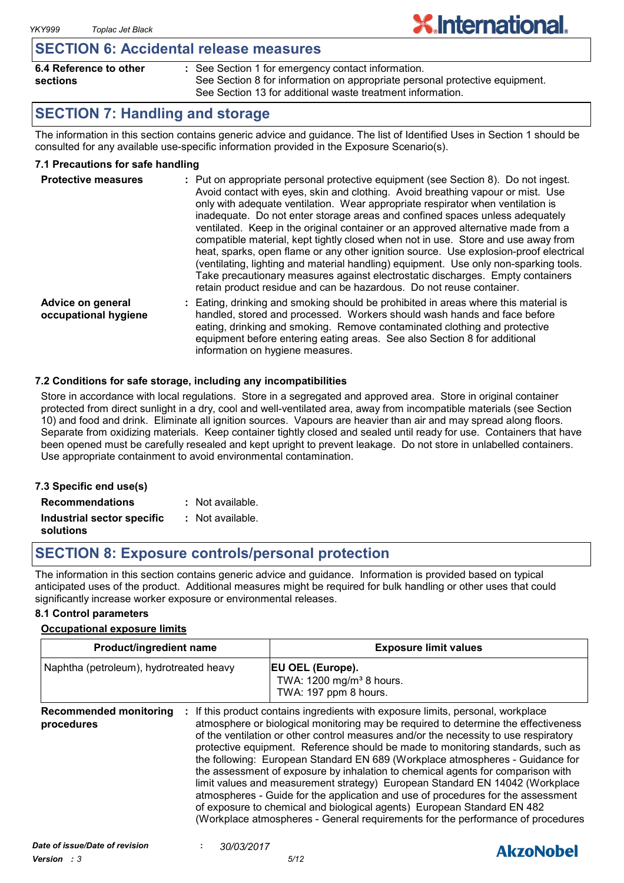## SECTION 6: Accidental release measures

**6.4 Reference to other sections** : See Section 1 for emergency contact information.
See Section 8 for information on appropriate personal protective equipment.
See Section 13 for additional waste treatment information.

## SECTION 7: Handling and storage

The information in this section contains generic advice and guidance. The list of Identified Uses in Section 1 should be consulted for any available use-specific information provided in the Exposure Scenario(s).

### 7.1 Precautions for safe handling

**Protective measures** : Put on appropriate personal protective equipment (see Section 8). Do not ingest. Avoid contact with eyes, skin and clothing. Avoid breathing vapour or mist. Use only with adequate ventilation. Wear appropriate respirator when ventilation is inadequate. Do not enter storage areas and confined spaces unless adequately ventilated. Keep in the original container or an approved alternative made from a compatible material, kept tightly closed when not in use. Store and use away from heat, sparks, open flame or any other ignition source. Use explosion-proof electrical (ventilating, lighting and material handling) equipment. Use only non-sparking tools. Take precautionary measures against electrostatic discharges. Empty containers retain product residue and can be hazardous. Do not reuse container.

**Advice on general occupational hygiene** : Eating, drinking and smoking should be prohibited in areas where this material is handled, stored and processed. Workers should wash hands and face before eating, drinking and smoking. Remove contaminated clothing and protective equipment before entering eating areas. See also Section 8 for additional information on hygiene measures.

### 7.2 Conditions for safe storage, including any incompatibilities

Store in accordance with local regulations. Store in a segregated and approved area. Store in original container protected from direct sunlight in a dry, cool and well-ventilated area, away from incompatible materials (see Section 10) and food and drink. Eliminate all ignition sources. Vapours are heavier than air and may spread along floors. Separate from oxidizing materials. Keep container tightly closed and sealed until ready for use. Containers that have been opened must be carefully resealed and kept upright to prevent leakage. Do not store in unlabelled containers. Use appropriate containment to avoid environmental contamination.

### 7.3 Specific end use(s)

**Recommendations** : Not available.

**Industrial sector specific solutions** : Not available.

## SECTION 8: Exposure controls/personal protection

The information in this section contains generic advice and guidance. Information is provided based on typical anticipated uses of the product. Additional measures might be required for bulk handling or other uses that could significantly increase worker exposure or environmental releases.

### 8.1 Control parameters

**Occupational exposure limits**

| Product/ingredient name | Exposure limit values |
|---|---|
| Naphtha (petroleum), hydrotreated heavy | **EU OEL (Europe).**<br>TWA: 1200 mg/m³ 8 hours.<br>TWA: 197 ppm 8 hours. |

**Recommended monitoring procedures** : If this product contains ingredients with exposure limits, personal, workplace atmosphere or biological monitoring may be required to determine the effectiveness of the ventilation or other control measures and/or the necessity to use respiratory protective equipment. Reference should be made to monitoring standards, such as the following: European Standard EN 689 (Workplace atmospheres - Guidance for the assessment of exposure by inhalation to chemical agents for comparison with limit values and measurement strategy) European Standard EN 14042 (Workplace atmospheres - Guide for the application and use of procedures for the assessment of exposure to chemical and biological agents) European Standard EN 482 (Workplace atmospheres - General requirements for the performance of procedures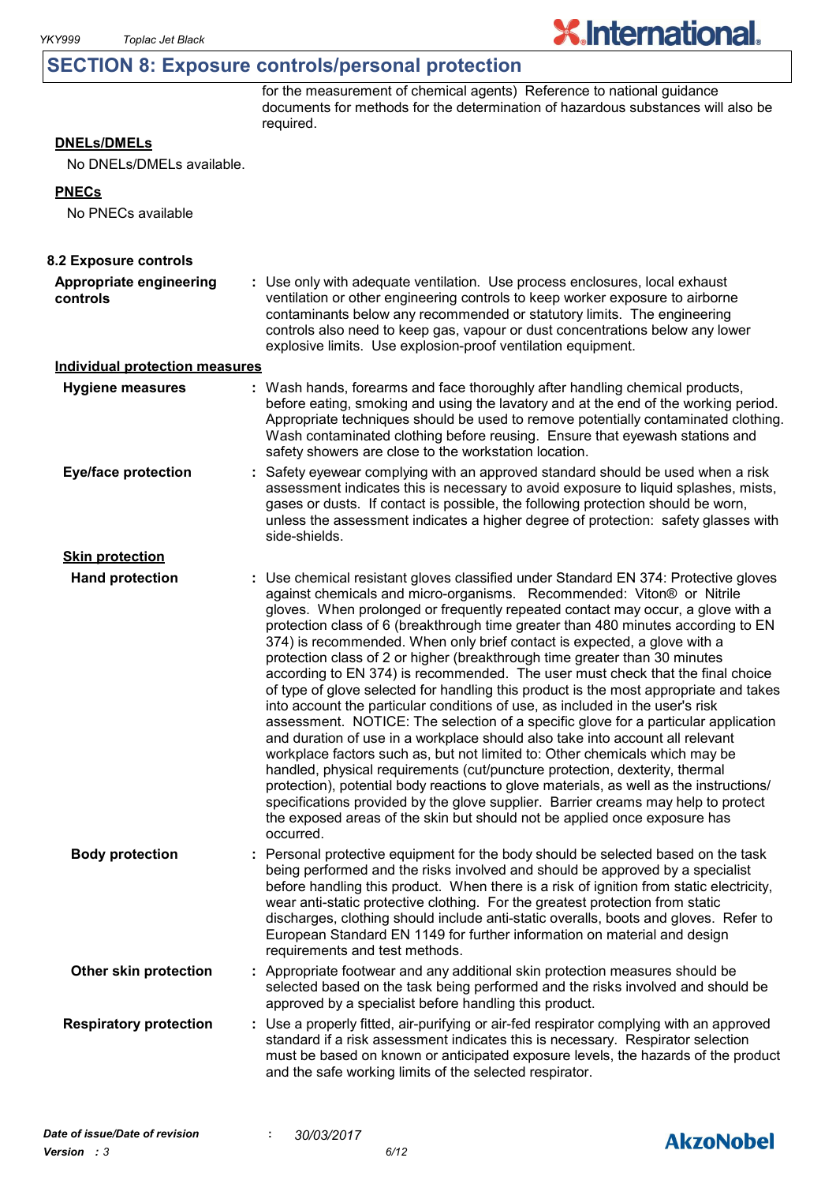## SECTION 8: Exposure controls/personal protection

for the measurement of chemical agents) Reference to national guidance documents for methods for the determination of hazardous substances will also be required.

**DNELs/DMELs**

No DNELs/DMELs available.

**PNECs**

No PNECs available

**8.2 Exposure controls**

**Appropriate engineering controls** : Use only with adequate ventilation. Use process enclosures, local exhaust ventilation or other engineering controls to keep worker exposure to airborne contaminants below any recommended or statutory limits. The engineering controls also need to keep gas, vapour or dust concentrations below any lower explosive limits. Use explosion-proof ventilation equipment.

**Individual protection measures**

**Hygiene measures** : Wash hands, forearms and face thoroughly after handling chemical products, before eating, smoking and using the lavatory and at the end of the working period. Appropriate techniques should be used to remove potentially contaminated clothing. Wash contaminated clothing before reusing. Ensure that eyewash stations and safety showers are close to the workstation location.

**Eye/face protection** : Safety eyewear complying with an approved standard should be used when a risk assessment indicates this is necessary to avoid exposure to liquid splashes, mists, gases or dusts. If contact is possible, the following protection should be worn, unless the assessment indicates a higher degree of protection: safety glasses with side-shields.

**Skin protection**

**Hand protection** : Use chemical resistant gloves classified under Standard EN 374: Protective gloves against chemicals and micro-organisms. Recommended: Viton® or Nitrile gloves. When prolonged or frequently repeated contact may occur, a glove with a protection class of 6 (breakthrough time greater than 480 minutes according to EN 374) is recommended. When only brief contact is expected, a glove with a protection class of 2 or higher (breakthrough time greater than 30 minutes according to EN 374) is recommended. The user must check that the final choice of type of glove selected for handling this product is the most appropriate and takes into account the particular conditions of use, as included in the user's risk assessment. NOTICE: The selection of a specific glove for a particular application and duration of use in a workplace should also take into account all relevant workplace factors such as, but not limited to: Other chemicals which may be handled, physical requirements (cut/puncture protection, dexterity, thermal protection), potential body reactions to glove materials, as well as the instructions/ specifications provided by the glove supplier. Barrier creams may help to protect the exposed areas of the skin but should not be applied once exposure has occurred.

**Body protection** : Personal protective equipment for the body should be selected based on the task being performed and the risks involved and should be approved by a specialist before handling this product. When there is a risk of ignition from static electricity, wear anti-static protective clothing. For the greatest protection from static discharges, clothing should include anti-static overalls, boots and gloves. Refer to European Standard EN 1149 for further information on material and design requirements and test methods.

**Other skin protection** : Appropriate footwear and any additional skin protection measures should be selected based on the task being performed and the risks involved and should be approved by a specialist before handling this product.

**Respiratory protection** : Use a properly fitted, air-purifying or air-fed respirator complying with an approved standard if a risk assessment indicates this is necessary. Respirator selection must be based on known or anticipated exposure levels, the hazards of the product and the safe working limits of the selected respirator.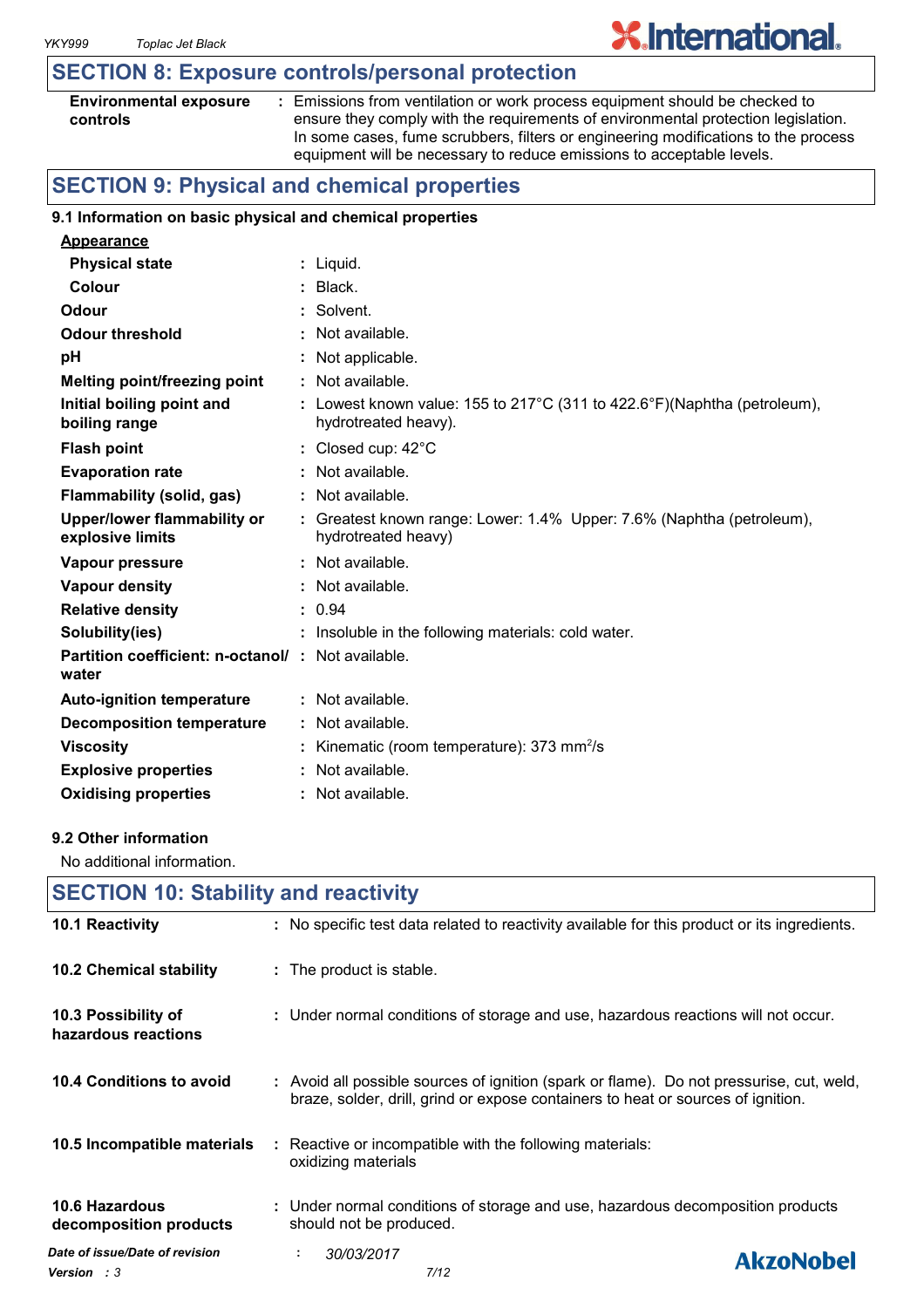## SECTION 8: Exposure controls/personal protection

| | |
|---|---|
| **Environmental exposure controls** | : Emissions from ventilation or work process equipment should be checked to ensure they comply with the requirements of environmental protection legislation. In some cases, fume scrubbers, filters or engineering modifications to the process equipment will be necessary to reduce emissions to acceptable levels. |

## SECTION 9: Physical and chemical properties

### 9.1 Information on basic physical and chemical properties

**Appearance**

| | |
|---|---|
| **Physical state** | : Liquid. |
| **Colour** | : Black. |
| **Odour** | : Solvent. |
| **Odour threshold** | : Not available. |
| **pH** | : Not applicable. |
| **Melting point/freezing point** | : Not available. |
| **Initial boiling point and boiling range** | : Lowest known value: 155 to 217°C (311 to 422.6°F)(Naphtha (petroleum), hydrotreated heavy). |
| **Flash point** | : Closed cup: 42°C |
| **Evaporation rate** | : Not available. |
| **Flammability (solid, gas)** | : Not available. |
| **Upper/lower flammability or explosive limits** | : Greatest known range: Lower: 1.4% Upper: 7.6% (Naphtha (petroleum), hydrotreated heavy) |
| **Vapour pressure** | : Not available. |
| **Vapour density** | : Not available. |
| **Relative density** | : 0.94 |
| **Solubility(ies)** | : Insoluble in the following materials: cold water. |
| **Partition coefficient: n-octanol/ water** | : Not available. |
| **Auto-ignition temperature** | : Not available. |
| **Decomposition temperature** | : Not available. |
| **Viscosity** | : Kinematic (room temperature): 373 $mm^2/s$ |
| **Explosive properties** | : Not available. |
| **Oxidising properties** | : Not available. |

### 9.2 Other information

No additional information.

## SECTION 10: Stability and reactivity

| | |
|---|---|
| **10.1 Reactivity** | : No specific test data related to reactivity available for this product or its ingredients. |
| **10.2 Chemical stability** | : The product is stable. |
| **10.3 Possibility of hazardous reactions** | : Under normal conditions of storage and use, hazardous reactions will not occur. |
| **10.4 Conditions to avoid** | : Avoid all possible sources of ignition (spark or flame). Do not pressurise, cut, weld, braze, solder, drill, grind or expose containers to heat or sources of ignition. |
| **10.5 Incompatible materials** | : Reactive or incompatible with the following materials: oxidizing materials |
| **10.6 Hazardous decomposition products** | : Under normal conditions of storage and use, hazardous decomposition products should not be produced. |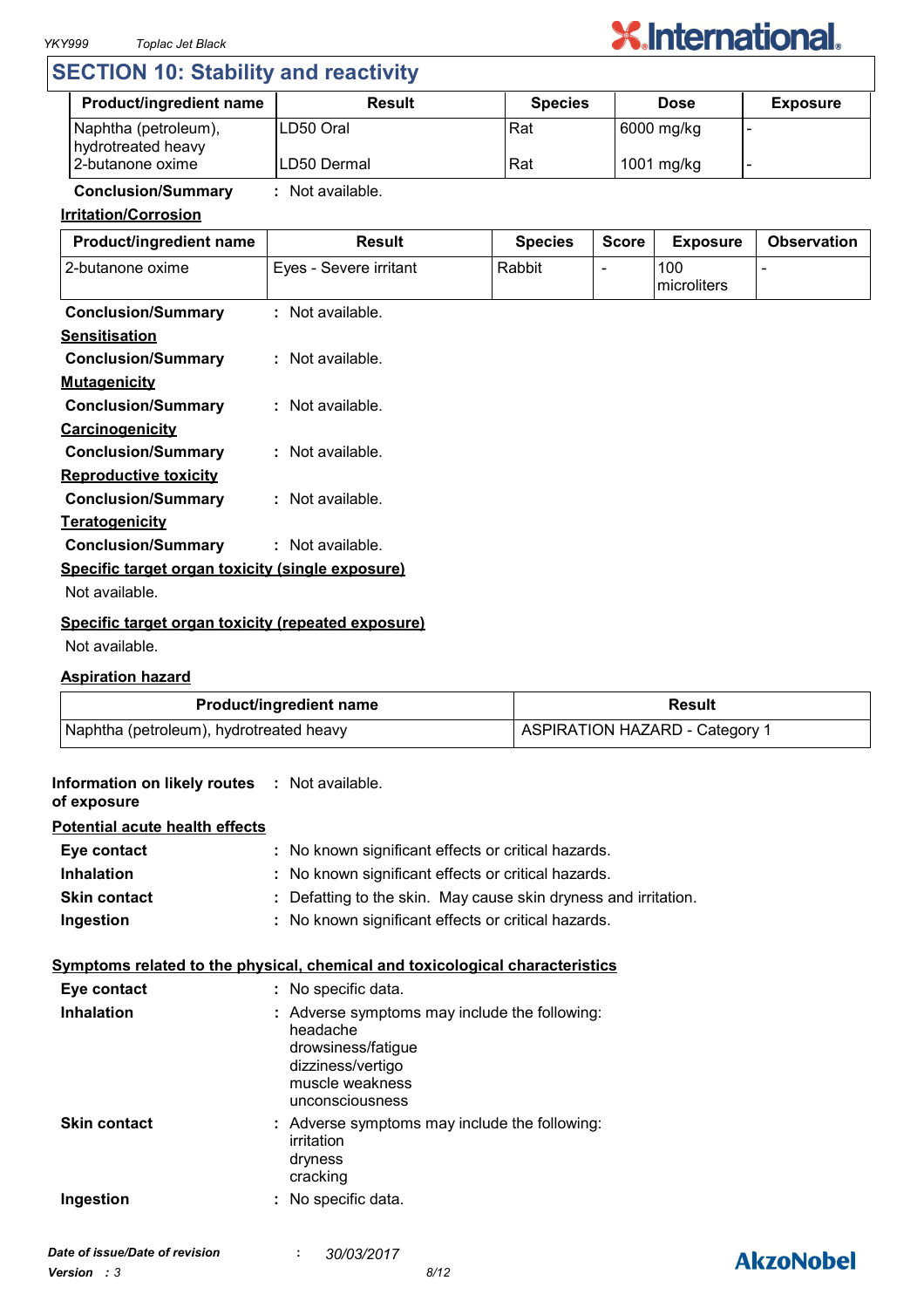## SECTION 10: Stability and reactivity

| Product/ingredient name | Result | Species | Dose | Exposure |
|---|---|---|---|---|
| Naphtha (petroleum), hydrotreated heavy | LD50 Oral | Rat | 6000 mg/kg | - |
| 2-butanone oxime | LD50 Dermal | Rat | 1001 mg/kg | - |

**Conclusion/Summary** : Not available.

**Irritation/Corrosion**

| Product/ingredient name | Result | Species | Score | Exposure | Observation |
|---|---|---|---|---|---|
| 2-butanone oxime | Eyes - Severe irritant | Rabbit | - | 100 microliters | - |

**Conclusion/Summary** : Not available.

**Sensitisation**

**Conclusion/Summary** : Not available.

**Mutagenicity**

**Conclusion/Summary** : Not available.

**Carcinogenicity**

**Conclusion/Summary** : Not available.

**Reproductive toxicity**

**Conclusion/Summary** : Not available.

**Teratogenicity**

**Conclusion/Summary** : Not available.

**Specific target organ toxicity (single exposure)**

Not available.

**Specific target organ toxicity (repeated exposure)**

Not available.

**Aspiration hazard**

| Product/ingredient name | Result |
|---|---|
| Naphtha (petroleum), hydrotreated heavy | ASPIRATION HAZARD - Category 1 |

**Information on likely routes of exposure** : Not available.

**Potential acute health effects**

**Eye contact** : No known significant effects or critical hazards.

**Inhalation** : No known significant effects or critical hazards.

**Skin contact** : Defatting to the skin. May cause skin dryness and irritation.

**Ingestion** : No known significant effects or critical hazards.

**Symptoms related to the physical, chemical and toxicological characteristics**

**Eye contact** : No specific data.

**Inhalation** : Adverse symptoms may include the following:
headache
drowsiness/fatigue
dizziness/vertigo
muscle weakness
unconsciousness

**Skin contact** : Adverse symptoms may include the following:
irritation
dryness
cracking

**Ingestion** : No specific data.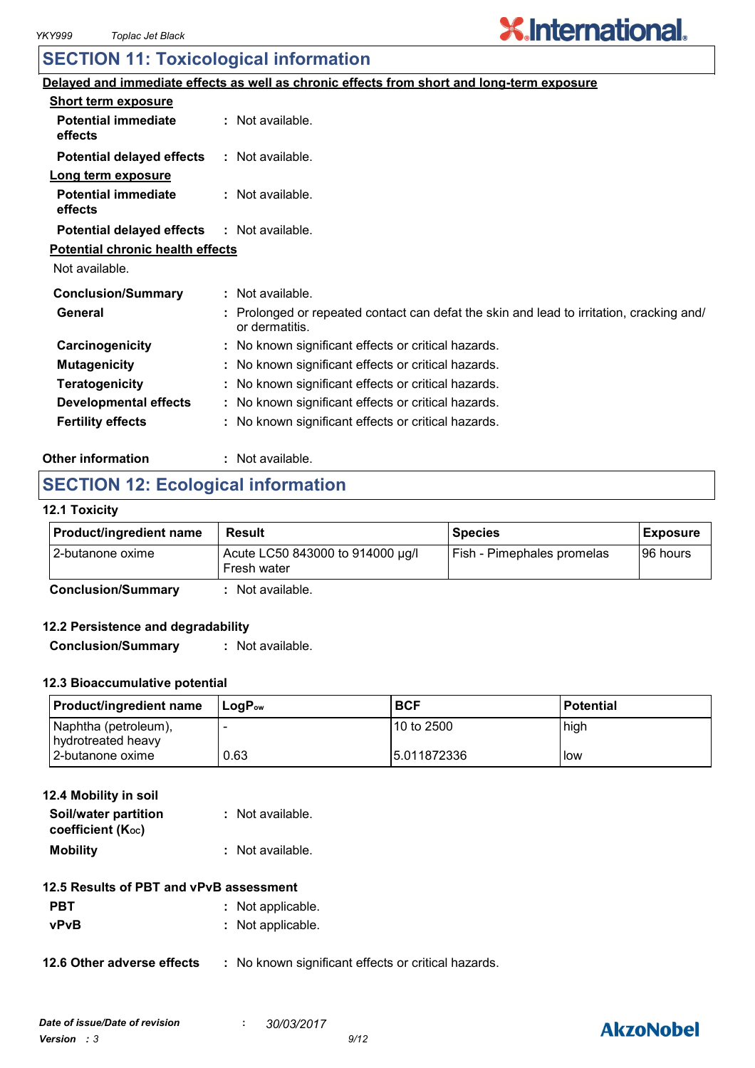## SECTION 11: Toxicological information

**Delayed and immediate effects as well as chronic effects from short and long-term exposure**

**Short term exposure**

**Potential immediate effects** : Not available.

**Potential delayed effects** : Not available.

**Long term exposure**

**Potential immediate effects** : Not available.

**Potential delayed effects** : Not available.

**Potential chronic health effects**

Not available.

**Conclusion/Summary** : Not available.

**General** : Prolonged or repeated contact can defat the skin and lead to irritation, cracking and/ or dermatitis.

**Carcinogenicity** : No known significant effects or critical hazards.

**Mutagenicity** : No known significant effects or critical hazards.

**Teratogenicity** : No known significant effects or critical hazards.

**Developmental effects** : No known significant effects or critical hazards.

**Fertility effects** : No known significant effects or critical hazards.

**Other information** : Not available.

## SECTION 12: Ecological information

### 12.1 Toxicity

| Product/ingredient name | Result | Species | Exposure |
|---|---|---|---|
| 2-butanone oxime | Acute LC50 843000 to 914000 µg/l Fresh water | Fish - Pimephales promelas | 96 hours |

**Conclusion/Summary** : Not available.

### 12.2 Persistence and degradability

**Conclusion/Summary** : Not available.

### 12.3 Bioaccumulative potential

| Product/ingredient name | $LogP_{ow}$ | BCF | Potential |
|---|---|---|---|
| Naphtha (petroleum), hydrotreated heavy | - | 10 to 2500 | high |
| 2-butanone oxime | 0.63 | 5.011872336 | low |

### 12.4 Mobility in soil

**Soil/water partition coefficient ($K_{OC}$)** : Not available.

**Mobility** : Not available.

### 12.5 Results of PBT and vPvB assessment

**PBT** : Not applicable.

**vPvB** : Not applicable.

**12.6 Other adverse effects** : No known significant effects or critical hazards.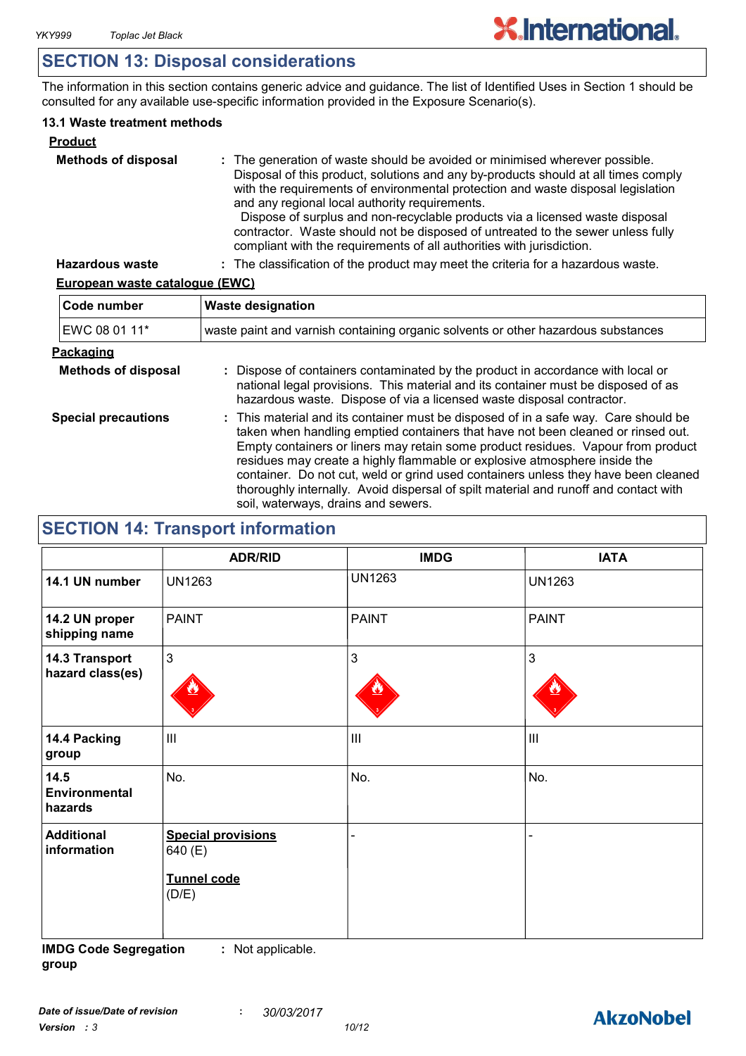## SECTION 13: Disposal considerations

The information in this section contains generic advice and guidance. The list of Identified Uses in Section 1 should be consulted for any available use-specific information provided in the Exposure Scenario(s).

### 13.1 Waste treatment methods

**Product**

**Methods of disposal** : The generation of waste should be avoided or minimised wherever possible. Disposal of this product, solutions and any by-products should at all times comply with the requirements of environmental protection and waste disposal legislation and any regional local authority requirements. Dispose of surplus and non-recyclable products via a licensed waste disposal contractor. Waste should not be disposed of untreated to the sewer unless fully compliant with the requirements of all authorities with jurisdiction.

**Hazardous waste** : The classification of the product may meet the criteria for a hazardous waste.

**European waste catalogue (EWC)**

| Code number | Waste designation |
|---|---|
| EWC 08 01 11* | waste paint and varnish containing organic solvents or other hazardous substances |

**Packaging**

**Methods of disposal** : Dispose of containers contaminated by the product in accordance with local or national legal provisions. This material and its container must be disposed of as hazardous waste. Dispose of via a licensed waste disposal contractor.

**Special precautions** : This material and its container must be disposed of in a safe way. Care should be taken when handling emptied containers that have not been cleaned or rinsed out. Empty containers or liners may retain some product residues. Vapour from product residues may create a highly flammable or explosive atmosphere inside the container. Do not cut, weld or grind used containers unless they have been cleaned thoroughly internally. Avoid dispersal of spilt material and runoff and contact with soil, waterways, drains and sewers.

## SECTION 14: Transport information

| | ADR/RID | IMDG | IATA |
|---|---|---|---|
| **14.1 UN number** | UN1263 | UN1263 | UN1263 |
| **14.2 UN proper shipping name** | PAINT | PAINT | PAINT |
| **14.3 Transport hazard class(es)** | 3 | 3 | 3 |
| **14.4 Packing group** | III | III | III |
| **14.5 Environmental hazards** | No. | No. | No. |
| **Additional information** | **Special provisions** 640 (E) **Tunnel code** (D/E) | - | - |

**IMDG Code Segregation group** : Not applicable.

*Date of issue/Date of revision* : *30/03/2017*
*Version : 3*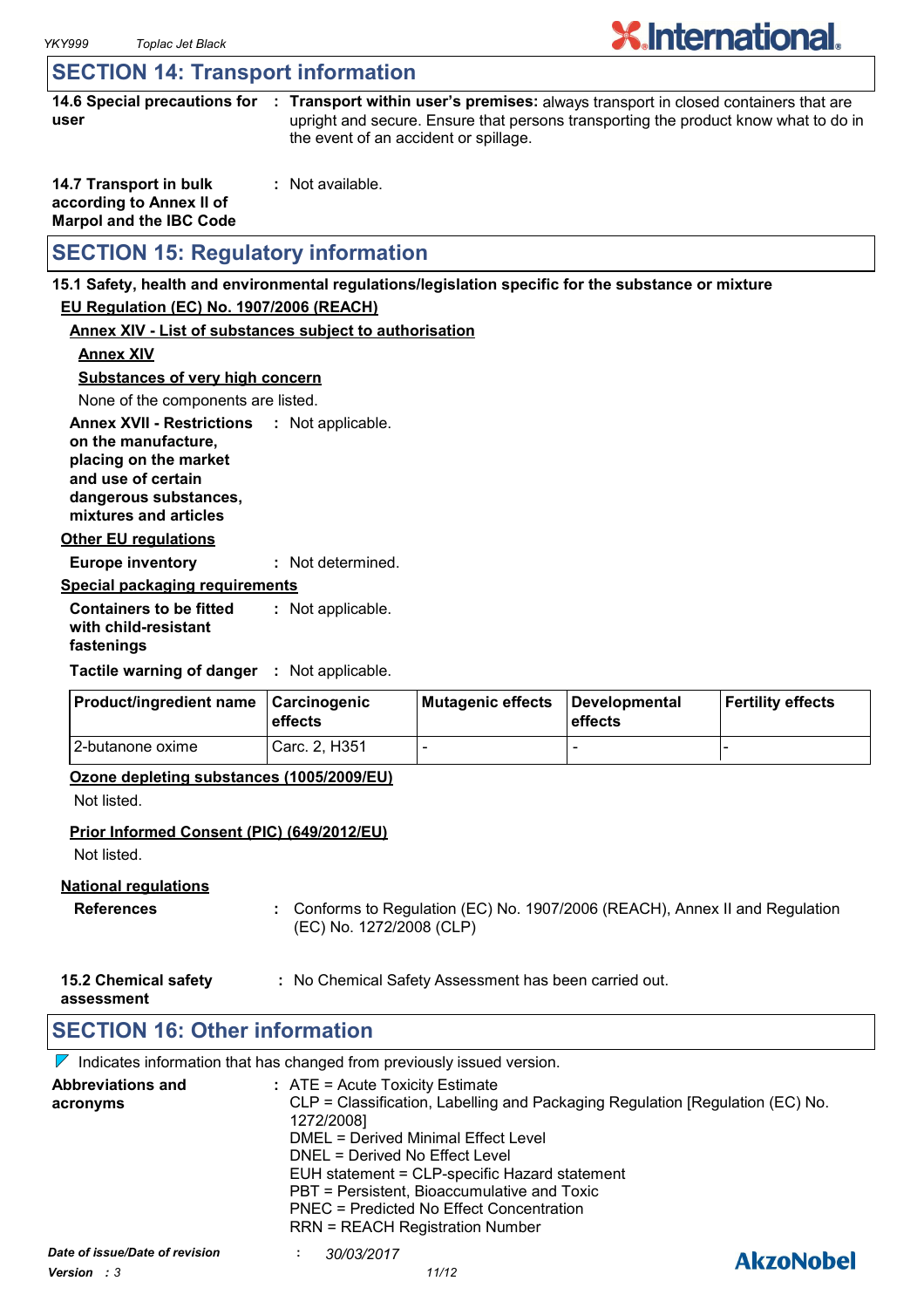## SECTION 14: Transport information

**14.6 Special precautions for user** : **Transport within user's premises:** always transport in closed containers that are upright and secure. Ensure that persons transporting the product know what to do in the event of an accident or spillage.

**14.7 Transport in bulk according to Annex II of Marpol and the IBC Code** : Not available.

## SECTION 15: Regulatory information

**15.1 Safety, health and environmental regulations/legislation specific for the substance or mixture**

**EU Regulation (EC) No. 1907/2006 (REACH)**

**Annex XIV - List of substances subject to authorisation**

**Annex XIV**

**Substances of very high concern**

None of the components are listed.

**Annex XVII - Restrictions on the manufacture, placing on the market and use of certain dangerous substances, mixtures and articles** : Not applicable.

**Other EU regulations**

**Europe inventory** : Not determined.

**Special packaging requirements**

**Containers to be fitted with child-resistant fastenings** : Not applicable.

**Tactile warning of danger** : Not applicable.

| Product/ingredient name | Carcinogenic effects | Mutagenic effects | Developmental effects | Fertility effects |
|---|---|---|---|---|
| 2-butanone oxime | Carc. 2, H351 | - | - | - |

**Ozone depleting substances (1005/2009/EU)**

Not listed.

**Prior Informed Consent (PIC) (649/2012/EU)**

Not listed.

**National regulations**

**References** : Conforms to Regulation (EC) No. 1907/2006 (REACH), Annex II and Regulation (EC) No. 1272/2008 (CLP)

**15.2 Chemical safety assessment** : No Chemical Safety Assessment has been carried out.

## SECTION 16: Other information

Indicates information that has changed from previously issued version.

**Abbreviations and acronyms** :
ATE = Acute Toxicity Estimate
CLP = Classification, Labelling and Packaging Regulation [Regulation (EC) No. 1272/2008]
DMEL = Derived Minimal Effect Level
DNEL = Derived No Effect Level
EUH statement = CLP-specific Hazard statement
PBT = Persistent, Bioaccumulative and Toxic
PNEC = Predicted No Effect Concentration
RRN = REACH Registration Number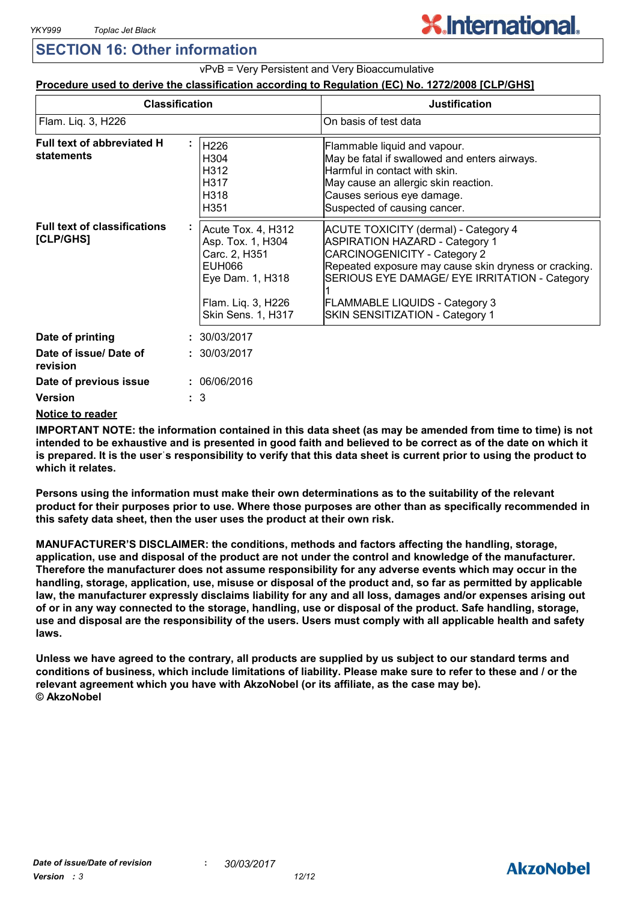## SECTION 16: Other information

vPvB = Very Persistent and Very Bioaccumulative

**Procedure used to derive the classification according to Regulation (EC) No. 1272/2008 [CLP/GHS]**

| Classification | Justification |
|---|---|
| Flam. Liq. 3, H226 | On basis of test data |

**Full text of abbreviated H statements** :

| | |
|---|---|
| H226 | Flammable liquid and vapour. |
| H304 | May be fatal if swallowed and enters airways. |
| H312 | Harmful in contact with skin. |
| H317 | May cause an allergic skin reaction. |
| H318 | Causes serious eye damage. |
| H351 | Suspected of causing cancer. |

**Full text of classifications [CLP/GHS]** :

| | |
|---|---|
| Acute Tox. 4, H312 | ACUTE TOXICITY (dermal) - Category 4 |
| Asp. Tox. 1, H304 | ASPIRATION HAZARD - Category 1 |
| Carc. 2, H351 | CARCINOGENICITY - Category 2 |
| EUH066 | Repeated exposure may cause skin dryness or cracking. |
| Eye Dam. 1, H318 | SERIOUS EYE DAMAGE/ EYE IRRITATION - Category 1 |
| Flam. Liq. 3, H226 | FLAMMABLE LIQUIDS - Category 3 |
| Skin Sens. 1, H317 | SKIN SENSITIZATION - Category 1 |

**Date of printing** : 30/03/2017

**Date of issue/ Date of revision** : 30/03/2017

**Date of previous issue** : 06/06/2016

**Version** : 3

**Notice to reader**

**IMPORTANT NOTE: the information contained in this data sheet (as may be amended from time to time) is not intended to be exhaustive and is presented in good faith and believed to be correct as of the date on which it is prepared. It is the user's responsibility to verify that this data sheet is current prior to using the product to which it relates.**

**Persons using the information must make their own determinations as to the suitability of the relevant product for their purposes prior to use. Where those purposes are other than as specifically recommended in this safety data sheet, then the user uses the product at their own risk.**

**MANUFACTURER'S DISCLAIMER: the conditions, methods and factors affecting the handling, storage, application, use and disposal of the product are not under the control and knowledge of the manufacturer. Therefore the manufacturer does not assume responsibility for any adverse events which may occur in the handling, storage, application, use, misuse or disposal of the product and, so far as permitted by applicable law, the manufacturer expressly disclaims liability for any and all loss, damages and/or expenses arising out of or in any way connected to the storage, handling, use or disposal of the product. Safe handling, storage, use and disposal are the responsibility of the users. Users must comply with all applicable health and safety laws.**

**Unless we have agreed to the contrary, all products are supplied by us subject to our standard terms and conditions of business, which include limitations of liability. Please make sure to refer to these and / or the relevant agreement which you have with AkzoNobel (or its affiliate, as the case may be).**
**© AkzoNobel**